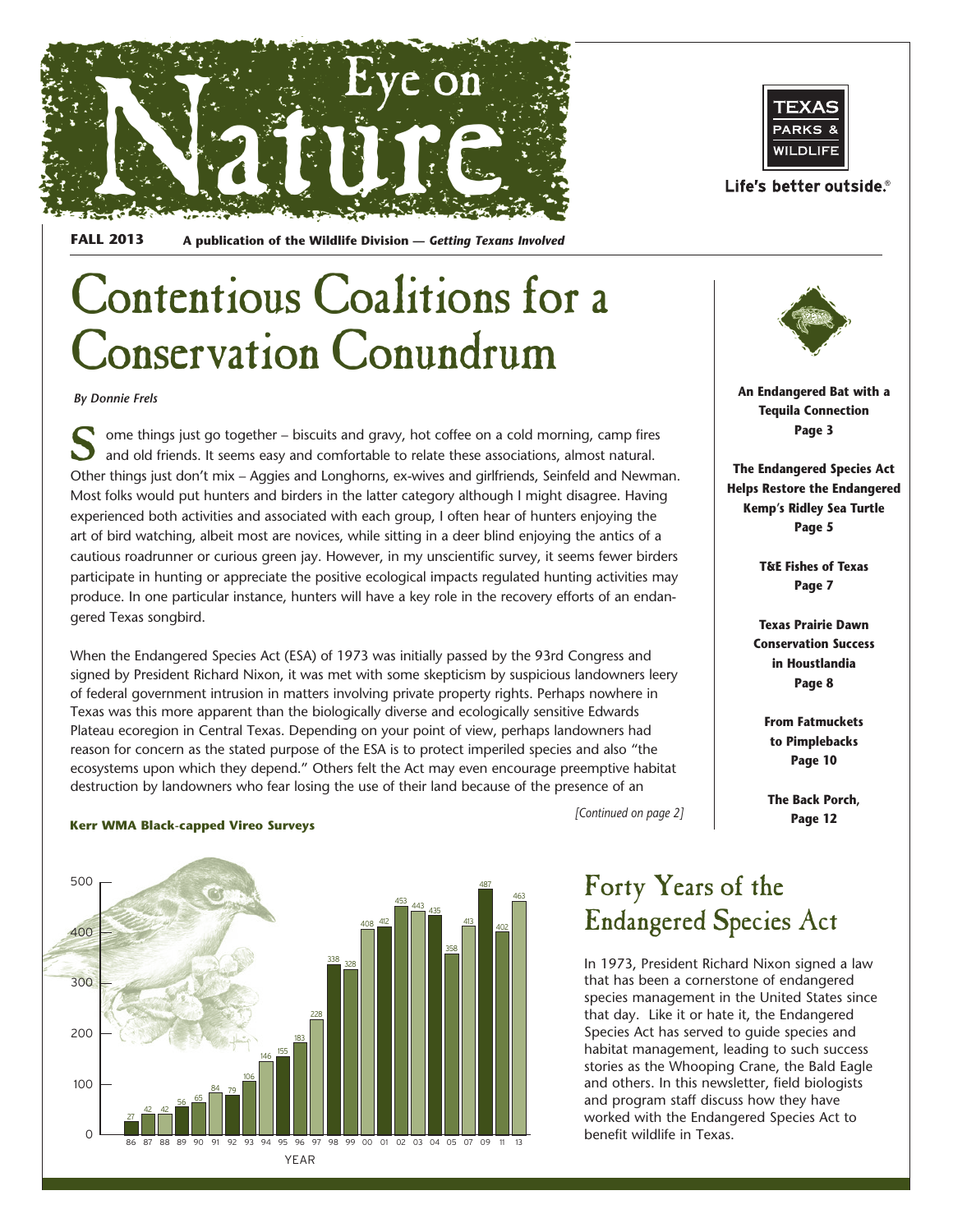# Eye on Nature

**FALL 2013** **A publication of the Wildlife Division —** ***Getting Texans Involved***

TEXAS PARKS & WILDLIFE

Life's better outside.®

# Contentious Coalitions for a Conservation Conundrum

*By Donnie Frels*

Some things just go together – biscuits and gravy, hot coffee on a cold morning, camp fires and old friends. It seems easy and comfortable to relate these associations, almost natural. Other things just don't mix – Aggies and Longhorns, ex-wives and girlfriends, Seinfeld and Newman. Most folks would put hunters and birders in the latter category although I might disagree. Having experienced both activities and associated with each group, I often hear of hunters enjoying the art of bird watching, albeit most are novices, while sitting in a deer blind enjoying the antics of a cautious roadrunner or curious green jay. However, in my unscientific survey, it seems fewer birders participate in hunting or appreciate the positive ecological impacts regulated hunting activities may produce. In one particular instance, hunters will have a key role in the recovery efforts of an endangered Texas songbird.

When the Endangered Species Act (ESA) of 1973 was initially passed by the 93rd Congress and signed by President Richard Nixon, it was met with some skepticism by suspicious landowners leery of federal government intrusion in matters involving private property rights. Perhaps nowhere in Texas was this more apparent than the biologically diverse and ecologically sensitive Edwards Plateau ecoregion in Central Texas. Depending on your point of view, perhaps landowners had reason for concern as the stated purpose of the ESA is to protect imperiled species and also "the ecosystems upon which they depend." Others felt the Act may even encourage preemptive habitat destruction by landowners who fear losing the use of their land because of the presence of an

*[Continued on page 2]*

**Kerr WMA Black-capped Vireo Surveys**

| Year | 86 | 87 | 88 | 89 | 90 | 91 | 92 | 93 | 94 | 95 | 96 | 97 | 98 | 99 | 00 | 01 | 02 | 03 | 04 | 05 | 07 | 09 | 11 | 13 |
|---|---|---|---|---|---|---|---|---|---|---|---|---|---|---|---|---|---|---|---|---|---|---|---|---|
| Count | 27 | 42 | 42 | 56 | 65 | 84 | 79 | 106 | 146 | 155 | 183 | 228 | 338 | 328 | 408 | 412 | 453 | 443 | 435 | 358 | 413 | 487 | 402 | 463 |

**An Endangered Bat with a Tequila Connection**
**Page 3**

**The Endangered Species Act Helps Restore the Endangered Kemp's Ridley Sea Turtle**
**Page 5**

**T&E Fishes of Texas**
**Page 7**

**Texas Prairie Dawn Conservation Success in Houstlandia**
**Page 8**

**From Fatmuckets to Pimplebacks**
**Page 10**

**The Back Porch,**
**Page 12**

## Forty Years of the Endangered Species Act

In 1973, President Richard Nixon signed a law that has been a cornerstone of endangered species management in the United States since that day. Like it or hate it, the Endangered Species Act has served to guide species and habitat management, leading to such success stories as the Whooping Crane, the Bald Eagle and others. In this newsletter, field biologists and program staff discuss how they have worked with the Endangered Species Act to benefit wildlife in Texas.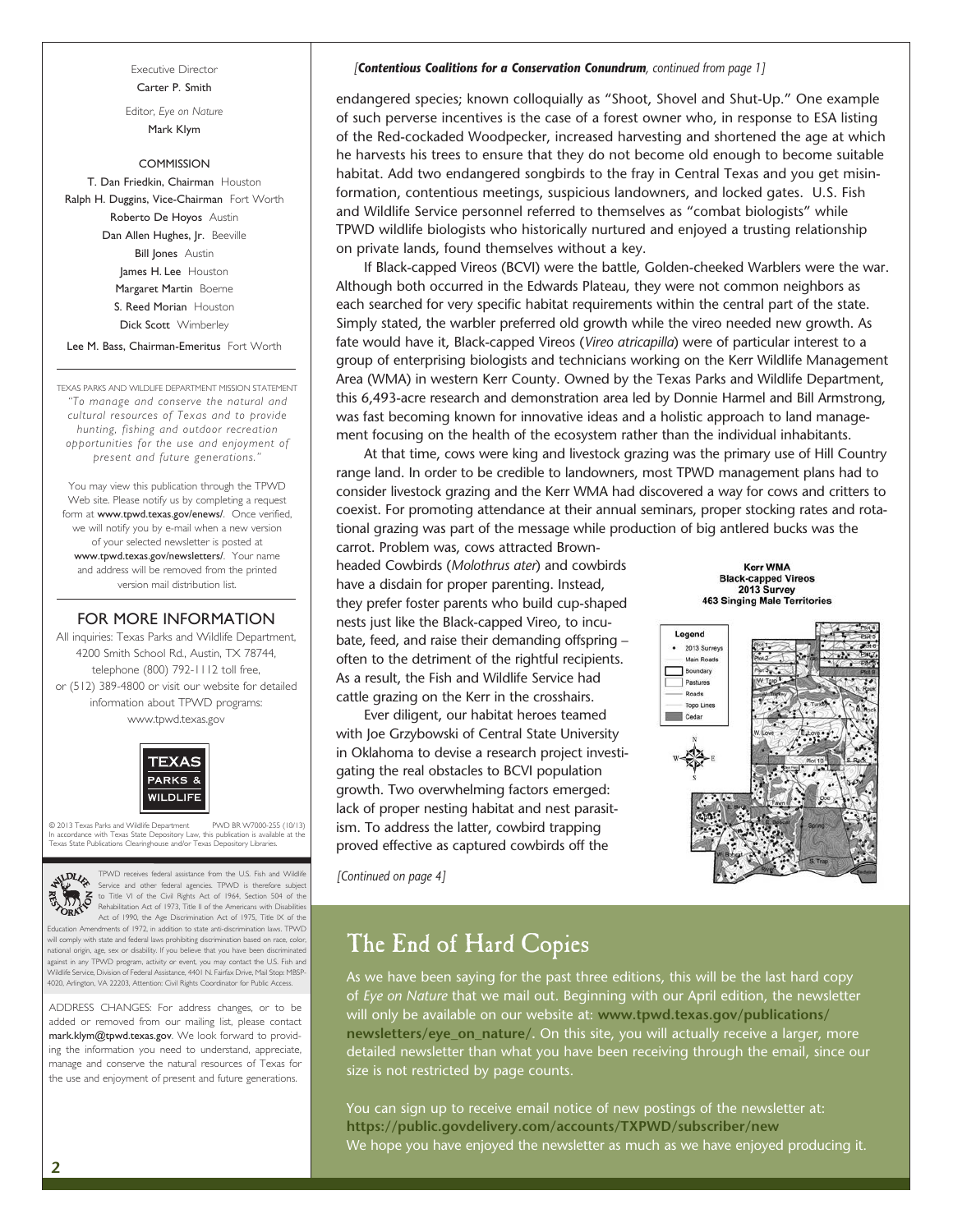Executive Director
Carter P. Smith

Editor, *Eye on Nature*
Mark Klym

COMMISSION

T. Dan Friedkin, Chairman Houston
Ralph H. Duggins, Vice-Chairman Fort Worth
Roberto De Hoyos Austin
Dan Allen Hughes, Jr. Beeville
Bill Jones Austin
James H. Lee Houston
Margaret Martin Boerne
S. Reed Morian Houston
Dick Scott Wimberley
Lee M. Bass, Chairman-Emeritus Fort Worth

TEXAS PARKS AND WILDLIFE DEPARTMENT MISSION STATEMENT
*"To manage and conserve the natural and cultural resources of Texas and to provide hunting, fishing and outdoor recreation opportunities for the use and enjoyment of present and future generations."*

You may view this publication through the TPWD Web site. Please notify us by completing a request form at www.tpwd.texas.gov/enews/. Once verified, we will notify you by e-mail when a new version of your selected newsletter is posted at www.tpwd.texas.gov/newsletters/. Your name and address will be removed from the printed version mail distribution list.

## FOR MORE INFORMATION

All inquiries: Texas Parks and Wildlife Department, 4200 Smith School Rd., Austin, TX 78744, telephone (800) 792-1112 toll free, or (512) 389-4800 or visit our website for detailed information about TPWD programs: www.tpwd.texas.gov

© 2013 Texas Parks and Wildlife Department PWD BR W7000-255 (10/13)
In accordance with Texas State Depository Law, this publication is available at the Texas State Publications Clearinghouse and/or Texas Depository Libraries.

TPWD receives federal assistance from the U.S. Fish and Wildlife Service and other federal agencies. TPWD is therefore subject to Title VI of the Civil Rights Act of 1964, Section 504 of the Rehabilitation Act of 1973, Title II of the Americans with Disabilities Act of 1990, the Age Discrimination Act of 1975, Title IX of the Education Amendments of 1972, in addition to state anti-discrimination laws. TPWD will comply with state and federal laws prohibiting discrimination based on race, color, national origin, age, sex or disability. If you believe that you have been discriminated against in any TPWD program, activity or event, you may contact the U.S. Fish and Wildlife Service, Division of Federal Assistance, 4401 N. Fairfax Drive, Mail Stop: MBSP-4020, Arlington, VA 22203, Attention: Civil Rights Coordinator for Public Access.

ADDRESS CHANGES: For address changes, or to be added or removed from our mailing list, please contact mark.klym@tpwd.texas.gov. We look forward to providing the information you need to understand, appreciate, manage and conserve the natural resources of Texas for the use and enjoyment of present and future generations.

*[**Contentious Coalitions for a Conservation Conundrum**, continued from page 1]*

endangered species; known colloquially as "Shoot, Shovel and Shut-Up." One example of such perverse incentives is the case of a forest owner who, in response to ESA listing of the Red-cockaded Woodpecker, increased harvesting and shortened the age at which he harvests his trees to ensure that they do not become old enough to become suitable habitat. Add two endangered songbirds to the fray in Central Texas and you get misinformation, contentious meetings, suspicious landowners, and locked gates. U.S. Fish and Wildlife Service personnel referred to themselves as "combat biologists" while TPWD wildlife biologists who historically nurtured and enjoyed a trusting relationship on private lands, found themselves without a key.

If Black-capped Vireos (BCVI) were the battle, Golden-cheeked Warblers were the war. Although both occurred in the Edwards Plateau, they were not common neighbors as each searched for very specific habitat requirements within the central part of the state. Simply stated, the warbler preferred old growth while the vireo needed new growth. As fate would have it, Black-capped Vireos (*Vireo atricapilla*) were of particular interest to a group of enterprising biologists and technicians working on the Kerr Wildlife Management Area (WMA) in western Kerr County. Owned by the Texas Parks and Wildlife Department, this 6,493-acre research and demonstration area led by Donnie Harmel and Bill Armstrong, was fast becoming known for innovative ideas and a holistic approach to land management focusing on the health of the ecosystem rather than the individual inhabitants.

At that time, cows were king and livestock grazing was the primary use of Hill Country range land. In order to be credible to landowners, most TPWD management plans had to consider livestock grazing and the Kerr WMA had discovered a way for cows and critters to coexist. For promoting attendance at their annual seminars, proper stocking rates and rotational grazing was part of the message while production of big antlered bucks was the carrot. Problem was, cows attracted Brown-headed Cowbirds (*Molothrus ater*) and cowbirds have a disdain for proper parenting. Instead, they prefer foster parents who build cup-shaped nests just like the Black-capped Vireo, to incubate, feed, and raise their demanding offspring – often to the detriment of the rightful recipients. As a result, the Fish and Wildlife Service had cattle grazing on the Kerr in the crosshairs.

Ever diligent, our habitat heroes teamed with Joe Grzybowski of Central State University in Oklahoma to devise a research project investigating the real obstacles to BCVI population growth. Two overwhelming factors emerged: lack of proper nesting habitat and nest parasitism. To address the latter, cowbird trapping proved effective as captured cowbirds off the

*[Continued on page 4]*

**Kerr WMA Black-capped Vireos 2013 Survey 463 Singing Male Territories**

## The End of Hard Copies

As we have been saying for the past three editions, this will be the last hard copy of *Eye on Nature* that we mail out. Beginning with our April edition, the newsletter will only be available on our website at: **www.tpwd.texas.gov/publications/newsletters/eye_on_nature/**. On this site, you will actually receive a larger, more detailed newsletter than what you have been receiving through the email, since our size is not restricted by page counts.

You can sign up to receive email notice of new postings of the newsletter at: **https://public.govdelivery.com/accounts/TXPWD/subscriber/new**
We hope you have enjoyed the newsletter as much as we have enjoyed producing it.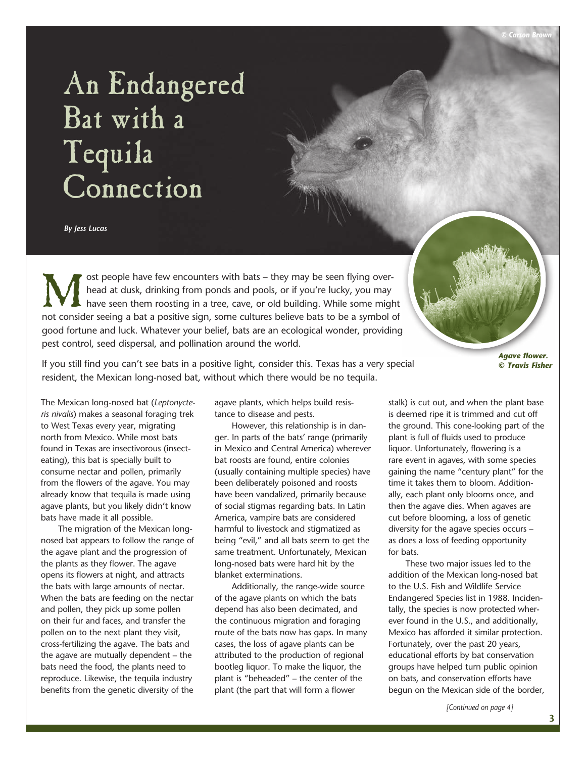# An Endangered Bat with a Tequila Connection

*By Jess Lucas*

Most people have few encounters with bats – they may be seen flying overhead at dusk, drinking from ponds and pools, or if you're lucky, you may have seen them roosting in a tree, cave, or old building. While some might not consider seeing a bat a positive sign, some cultures believe bats to be a symbol of good fortune and luck. Whatever your belief, bats are an ecological wonder, providing pest control, seed dispersal, and pollination around the world.

If you still find you can't see bats in a positive light, consider this. Texas has a very special resident, the Mexican long-nosed bat, without which there would be no tequila.

***Agave flower. © Travis Fisher***

The Mexican long-nosed bat (*Leptonycteris nivalis*) makes a seasonal foraging trek to West Texas every year, migrating north from Mexico. While most bats found in Texas are insectivorous (insect-eating), this bat is specially built to consume nectar and pollen, primarily from the flowers of the agave. You may already know that tequila is made using agave plants, but you likely didn't know bats have made it all possible.

The migration of the Mexican long-nosed bat appears to follow the range of the agave plant and the progression of the plants as they flower. The agave opens its flowers at night, and attracts the bats with large amounts of nectar. When the bats are feeding on the nectar and pollen, they pick up some pollen on their fur and faces, and transfer the pollen on to the next plant they visit, cross-fertilizing the agave. The bats and the agave are mutually dependent – the bats need the food, the plants need to reproduce. Likewise, the tequila industry benefits from the genetic diversity of the agave plants, which helps build resistance to disease and pests.

However, this relationship is in danger. In parts of the bats' range (primarily in Mexico and Central America) wherever bat roosts are found, entire colonies (usually containing multiple species) have been deliberately poisoned and roosts have been vandalized, primarily because of social stigmas regarding bats. In Latin America, vampire bats are considered harmful to livestock and stigmatized as being "evil," and all bats seem to get the same treatment. Unfortunately, Mexican long-nosed bats were hard hit by the blanket exterminations.

Additionally, the range-wide source of the agave plants on which the bats depend has also been decimated, and the continuous migration and foraging route of the bats now has gaps. In many cases, the loss of agave plants can be attributed to the production of regional bootleg liquor. To make the liquor, the plant is "beheaded" – the center of the plant (the part that will form a flower stalk) is cut out, and when the plant base is deemed ripe it is trimmed and cut off the ground. This cone-looking part of the plant is full of fluids used to produce liquor. Unfortunately, flowering is a rare event in agaves, with some species gaining the name "century plant" for the time it takes them to bloom. Additionally, each plant only blooms once, and then the agave dies. When agaves are cut before blooming, a loss of genetic diversity for the agave species occurs – as does a loss of feeding opportunity for bats.

These two major issues led to the addition of the Mexican long-nosed bat to the U.S. Fish and Wildlife Service Endangered Species list in 1988. Incidentally, the species is now protected wherever found in the U.S., and additionally, Mexico has afforded it similar protection. Fortunately, over the past 20 years, educational efforts by bat conservation groups have helped turn public opinion on bats, and conservation efforts have begun on the Mexican side of the border,

*[Continued on page 4]*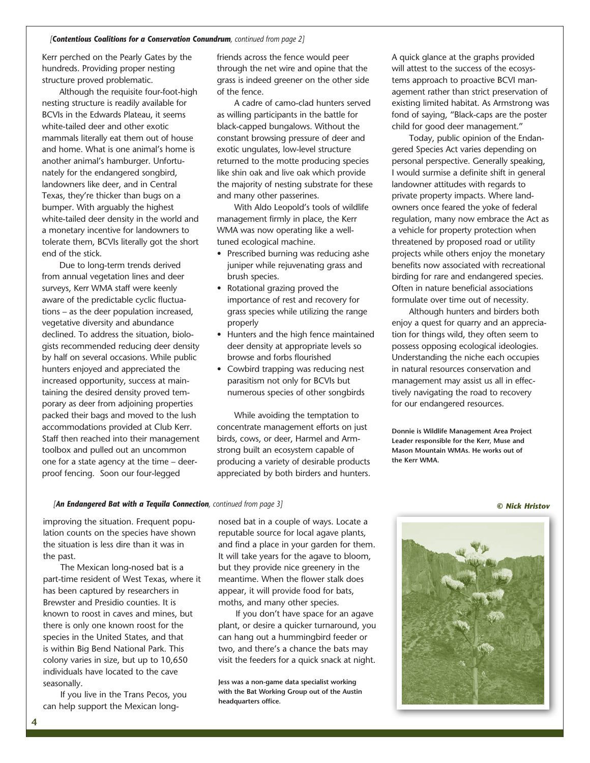*[**Contentious Coalitions for a Conservation Conundrum**, continued from page 2]*

Kerr perched on the Pearly Gates by the hundreds. Providing proper nesting structure proved problematic.

Although the requisite four-foot-high nesting structure is readily available for BCVIs in the Edwards Plateau, it seems white-tailed deer and other exotic mammals literally eat them out of house and home. What is one animal's home is another animal's hamburger. Unfortunately for the endangered songbird, landowners like deer, and in Central Texas, they're thicker than bugs on a bumper. With arguably the highest white-tailed deer density in the world and a monetary incentive for landowners to tolerate them, BCVIs literally got the short end of the stick.

Due to long-term trends derived from annual vegetation lines and deer surveys, Kerr WMA staff were keenly aware of the predictable cyclic fluctuations – as the deer population increased, vegetative diversity and abundance declined. To address the situation, biologists recommended reducing deer density by half on several occasions. While public hunters enjoyed and appreciated the increased opportunity, success at maintaining the desired density proved temporary as deer from adjoining properties packed their bags and moved to the lush accommodations provided at Club Kerr. Staff then reached into their management toolbox and pulled out an uncommon one for a state agency at the time – deer-proof fencing. Soon our four-legged friends across the fence would peer through the net wire and opine that the grass is indeed greener on the other side of the fence.

A cadre of camo-clad hunters served as willing participants in the battle for black-capped bungalows. Without the constant browsing pressure of deer and exotic ungulates, low-level structure returned to the motte producing species like shin oak and live oak which provide the majority of nesting substrate for these and many other passerines.

With Aldo Leopold's tools of wildlife management firmly in place, the Kerr WMA was now operating like a well-tuned ecological machine.

- Prescribed burning was reducing ashe juniper while rejuvenating grass and brush species.
- Rotational grazing proved the importance of rest and recovery for grass species while utilizing the range properly
- Hunters and the high fence maintained deer density at appropriate levels so browse and forbs flourished
- Cowbird trapping was reducing nest parasitism not only for BCVIs but numerous species of other songbirds

While avoiding the temptation to concentrate management efforts on just birds, cows, or deer, Harmel and Armstrong built an ecosystem capable of producing a variety of desirable products appreciated by both birders and hunters.

A quick glance at the graphs provided will attest to the success of the ecosystems approach to proactive BCVI management rather than strict preservation of existing limited habitat. As Armstrong was fond of saying, "Black-caps are the poster child for good deer management."

Today, public opinion of the Endangered Species Act varies depending on personal perspective. Generally speaking, I would surmise a definite shift in general landowner attitudes with regards to private property impacts. Where landowners once feared the yoke of federal regulation, many now embrace the Act as a vehicle for property protection when threatened by proposed road or utility projects while others enjoy the monetary benefits now associated with recreational birding for rare and endangered species. Often in nature beneficial associations formulate over time out of necessity.

Although hunters and birders both enjoy a quest for quarry and an appreciation for things wild, they often seem to possess opposing ecological ideologies. Understanding the niche each occupies in natural resources conservation and management may assist us all in effectively navigating the road to recovery for our endangered resources.

**Donnie is Wildlife Management Area Project Leader responsible for the Kerr, Muse and Mason Mountain WMAs. He works out of the Kerr WMA.**

*[**An Endangered Bat with a Tequila Connection**, continued from page 3]*

improving the situation. Frequent population counts on the species have shown the situation is less dire than it was in the past.

The Mexican long-nosed bat is a part-time resident of West Texas, where it has been captured by researchers in Brewster and Presidio counties. It is known to roost in caves and mines, but there is only one known roost for the species in the United States, and that is within Big Bend National Park. This colony varies in size, but up to 10,650 individuals have located to the cave seasonally.

If you live in the Trans Pecos, you can help support the Mexican long-nosed bat in a couple of ways. Locate a reputable source for local agave plants, and find a place in your garden for them. It will take years for the agave to bloom, but they provide nice greenery in the meantime. When the flower stalk does appear, it will provide food for bats, moths, and many other species.

If you don't have space for an agave plant, or desire a quicker turnaround, you can hang out a hummingbird feeder or two, and there's a chance the bats may visit the feeders for a quick snack at night.

**Jess was a non-game data specialist working with the Bat Working Group out of the Austin headquarters office.**

***© Nick Hristov***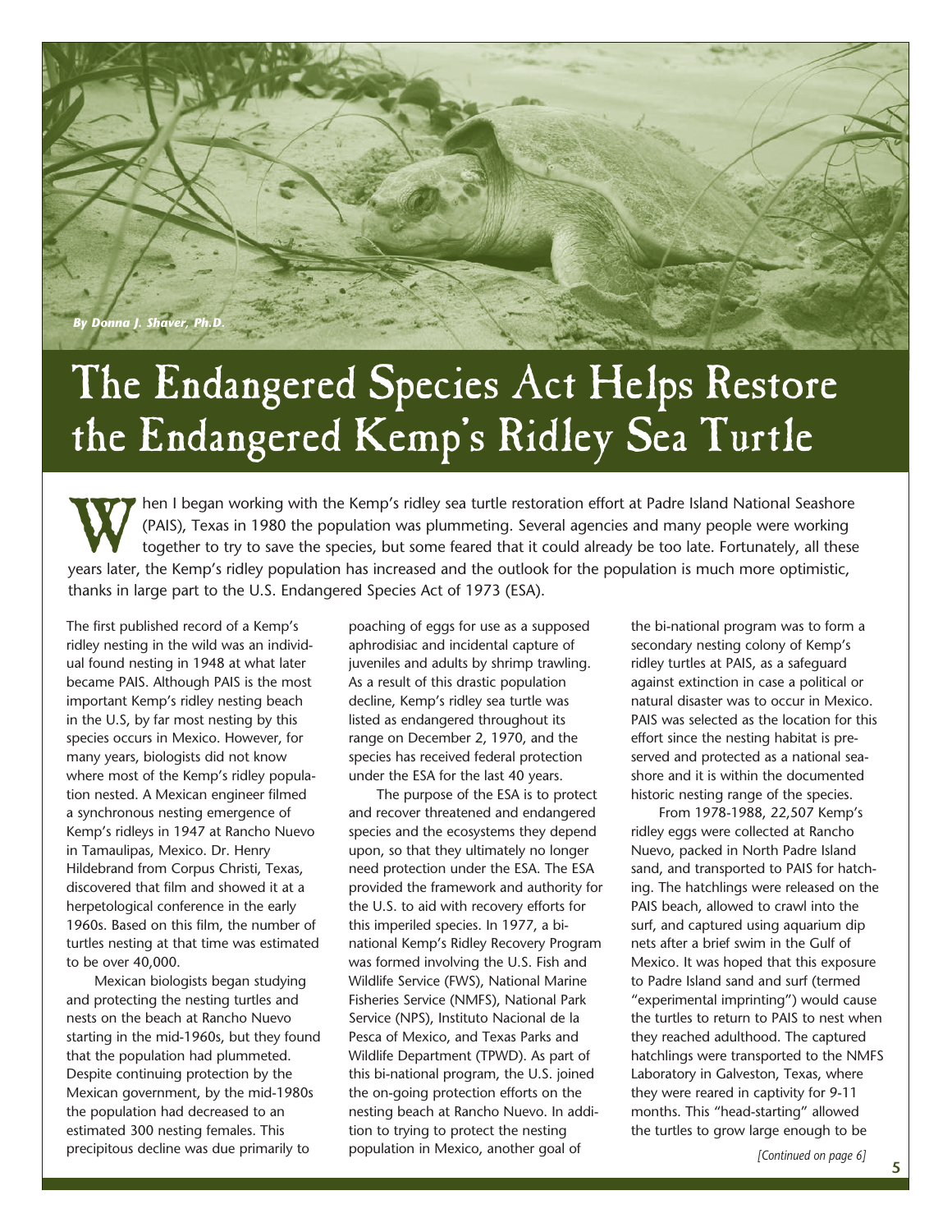*By Donna J. Shaver, Ph.D.*

# The Endangered Species Act Helps Restore the Endangered Kemp's Ridley Sea Turtle

When I began working with the Kemp's ridley sea turtle restoration effort at Padre Island National Seashore (PAIS), Texas in 1980 the population was plummeting. Several agencies and many people were working together to try to save the species, but some feared that it could already be too late. Fortunately, all these years later, the Kemp's ridley population has increased and the outlook for the population is much more optimistic, thanks in large part to the U.S. Endangered Species Act of 1973 (ESA).

The first published record of a Kemp's ridley nesting in the wild was an individual found nesting in 1948 at what later became PAIS. Although PAIS is the most important Kemp's ridley nesting beach in the U.S, by far most nesting by this species occurs in Mexico. However, for many years, biologists did not know where most of the Kemp's ridley population nested. A Mexican engineer filmed a synchronous nesting emergence of Kemp's ridleys in 1947 at Rancho Nuevo in Tamaulipas, Mexico. Dr. Henry Hildebrand from Corpus Christi, Texas, discovered that film and showed it at a herpetological conference in the early 1960s. Based on this film, the number of turtles nesting at that time was estimated to be over 40,000.

Mexican biologists began studying and protecting the nesting turtles and nests on the beach at Rancho Nuevo starting in the mid-1960s, but they found that the population had plummeted. Despite continuing protection by the Mexican government, by the mid-1980s the population had decreased to an estimated 300 nesting females. This precipitous decline was due primarily to poaching of eggs for use as a supposed aphrodisiac and incidental capture of juveniles and adults by shrimp trawling. As a result of this drastic population decline, Kemp's ridley sea turtle was listed as endangered throughout its range on December 2, 1970, and the species has received federal protection under the ESA for the last 40 years.

The purpose of the ESA is to protect and recover threatened and endangered species and the ecosystems they depend upon, so that they ultimately no longer need protection under the ESA. The ESA provided the framework and authority for the U.S. to aid with recovery efforts for this imperiled species. In 1977, a bi-national Kemp's Ridley Recovery Program was formed involving the U.S. Fish and Wildlife Service (FWS), National Marine Fisheries Service (NMFS), National Park Service (NPS), Instituto Nacional de la Pesca of Mexico, and Texas Parks and Wildlife Department (TPWD). As part of this bi-national program, the U.S. joined the on-going protection efforts on the nesting beach at Rancho Nuevo. In addition to trying to protect the nesting population in Mexico, another goal of the bi-national program was to form a secondary nesting colony of Kemp's ridley turtles at PAIS, as a safeguard against extinction in case a political or natural disaster was to occur in Mexico. PAIS was selected as the location for this effort since the nesting habitat is preserved and protected as a national seashore and it is within the documented historic nesting range of the species.

From 1978-1988, 22,507 Kemp's ridley eggs were collected at Rancho Nuevo, packed in North Padre Island sand, and transported to PAIS for hatching. The hatchlings were released on the PAIS beach, allowed to crawl into the surf, and captured using aquarium dip nets after a brief swim in the Gulf of Mexico. It was hoped that this exposure to Padre Island sand and surf (termed "experimental imprinting") would cause the turtles to return to PAIS to nest when they reached adulthood. The captured hatchlings were transported to the NMFS Laboratory in Galveston, Texas, where they were reared in captivity for 9-11 months. This "head-starting" allowed the turtles to grow large enough to be

*[Continued on page 6]*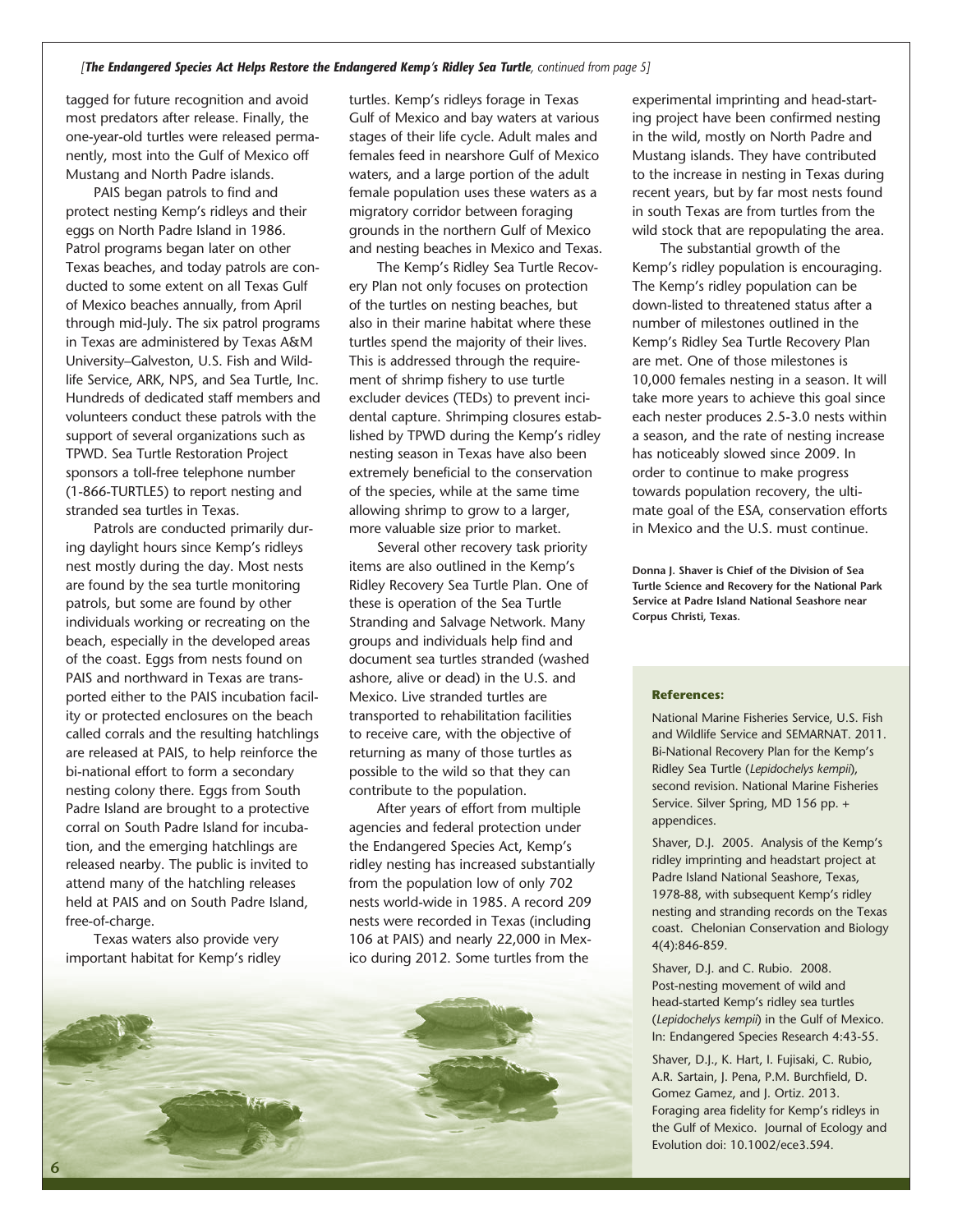*[The Endangered Species Act Helps Restore the Endangered Kemp's Ridley Sea Turtle, continued from page 5]*

tagged for future recognition and avoid most predators after release. Finally, the one-year-old turtles were released permanently, most into the Gulf of Mexico off Mustang and North Padre islands.

PAIS began patrols to find and protect nesting Kemp's ridleys and their eggs on North Padre Island in 1986. Patrol programs began later on other Texas beaches, and today patrols are conducted to some extent on all Texas Gulf of Mexico beaches annually, from April through mid-July. The six patrol programs in Texas are administered by Texas A&M University–Galveston, U.S. Fish and Wildlife Service, ARK, NPS, and Sea Turtle, Inc. Hundreds of dedicated staff members and volunteers conduct these patrols with the support of several organizations such as TPWD. Sea Turtle Restoration Project sponsors a toll-free telephone number (1-866-TURTLE5) to report nesting and stranded sea turtles in Texas.

Patrols are conducted primarily during daylight hours since Kemp's ridleys nest mostly during the day. Most nests are found by the sea turtle monitoring patrols, but some are found by other individuals working or recreating on the beach, especially in the developed areas of the coast. Eggs from nests found on PAIS and northward in Texas are transported either to the PAIS incubation facility or protected enclosures on the beach called corrals and the resulting hatchlings are released at PAIS, to help reinforce the bi-national effort to form a secondary nesting colony there. Eggs from South Padre Island are brought to a protective corral on South Padre Island for incubation, and the emerging hatchlings are released nearby. The public is invited to attend many of the hatchling releases held at PAIS and on South Padre Island, free-of-charge.

Texas waters also provide very important habitat for Kemp's ridley turtles. Kemp's ridleys forage in Texas Gulf of Mexico and bay waters at various stages of their life cycle. Adult males and females feed in nearshore Gulf of Mexico waters, and a large portion of the adult female population uses these waters as a migratory corridor between foraging grounds in the northern Gulf of Mexico and nesting beaches in Mexico and Texas.

The Kemp's Ridley Sea Turtle Recovery Plan not only focuses on protection of the turtles on nesting beaches, but also in their marine habitat where these turtles spend the majority of their lives. This is addressed through the requirement of shrimp fishery to use turtle excluder devices (TEDs) to prevent incidental capture. Shrimping closures established by TPWD during the Kemp's ridley nesting season in Texas have also been extremely beneficial to the conservation of the species, while at the same time allowing shrimp to grow to a larger, more valuable size prior to market.

Several other recovery task priority items are also outlined in the Kemp's Ridley Recovery Sea Turtle Plan. One of these is operation of the Sea Turtle Stranding and Salvage Network. Many groups and individuals help find and document sea turtles stranded (washed ashore, alive or dead) in the U.S. and Mexico. Live stranded turtles are transported to rehabilitation facilities to receive care, with the objective of returning as many of those turtles as possible to the wild so that they can contribute to the population.

After years of effort from multiple agencies and federal protection under the Endangered Species Act, Kemp's ridley nesting has increased substantially from the population low of only 702 nests world-wide in 1985. A record 209 nests were recorded in Texas (including 106 at PAIS) and nearly 22,000 in Mexico during 2012. Some turtles from the experimental imprinting and head-starting project have been confirmed nesting in the wild, mostly on North Padre and Mustang islands. They have contributed to the increase in nesting in Texas during recent years, but by far most nests found in south Texas are from turtles from the wild stock that are repopulating the area.

The substantial growth of the Kemp's ridley population is encouraging. The Kemp's ridley population can be down-listed to threatened status after a number of milestones outlined in the Kemp's Ridley Sea Turtle Recovery Plan are met. One of those milestones is 10,000 females nesting in a season. It will take more years to achieve this goal since each nester produces 2.5-3.0 nests within a season, and the rate of nesting increase has noticeably slowed since 2009. In order to continue to make progress towards population recovery, the ultimate goal of the ESA, conservation efforts in Mexico and the U.S. must continue.

**Donna J. Shaver is Chief of the Division of Sea Turtle Science and Recovery for the National Park Service at Padre Island National Seashore near Corpus Christi, Texas.**

**References:**

National Marine Fisheries Service, U.S. Fish and Wildlife Service and SEMARNAT. 2011. Bi-National Recovery Plan for the Kemp's Ridley Sea Turtle (*Lepidochelys kempii*), second revision. National Marine Fisheries Service. Silver Spring, MD 156 pp. + appendices.

Shaver, D.J. 2005. Analysis of the Kemp's ridley imprinting and headstart project at Padre Island National Seashore, Texas, 1978-88, with subsequent Kemp's ridley nesting and stranding records on the Texas coast. Chelonian Conservation and Biology 4(4):846-859.

Shaver, D.J. and C. Rubio. 2008. Post-nesting movement of wild and head-started Kemp's ridley sea turtles (*Lepidochelys kempii*) in the Gulf of Mexico. In: Endangered Species Research 4:43-55.

Shaver, D.J., K. Hart, I. Fujisaki, C. Rubio, A.R. Sartain, J. Pena, P.M. Burchfield, D. Gomez Gamez, and J. Ortiz. 2013. Foraging area fidelity for Kemp's ridleys in the Gulf of Mexico. Journal of Ecology and Evolution doi: 10.1002/ece3.594.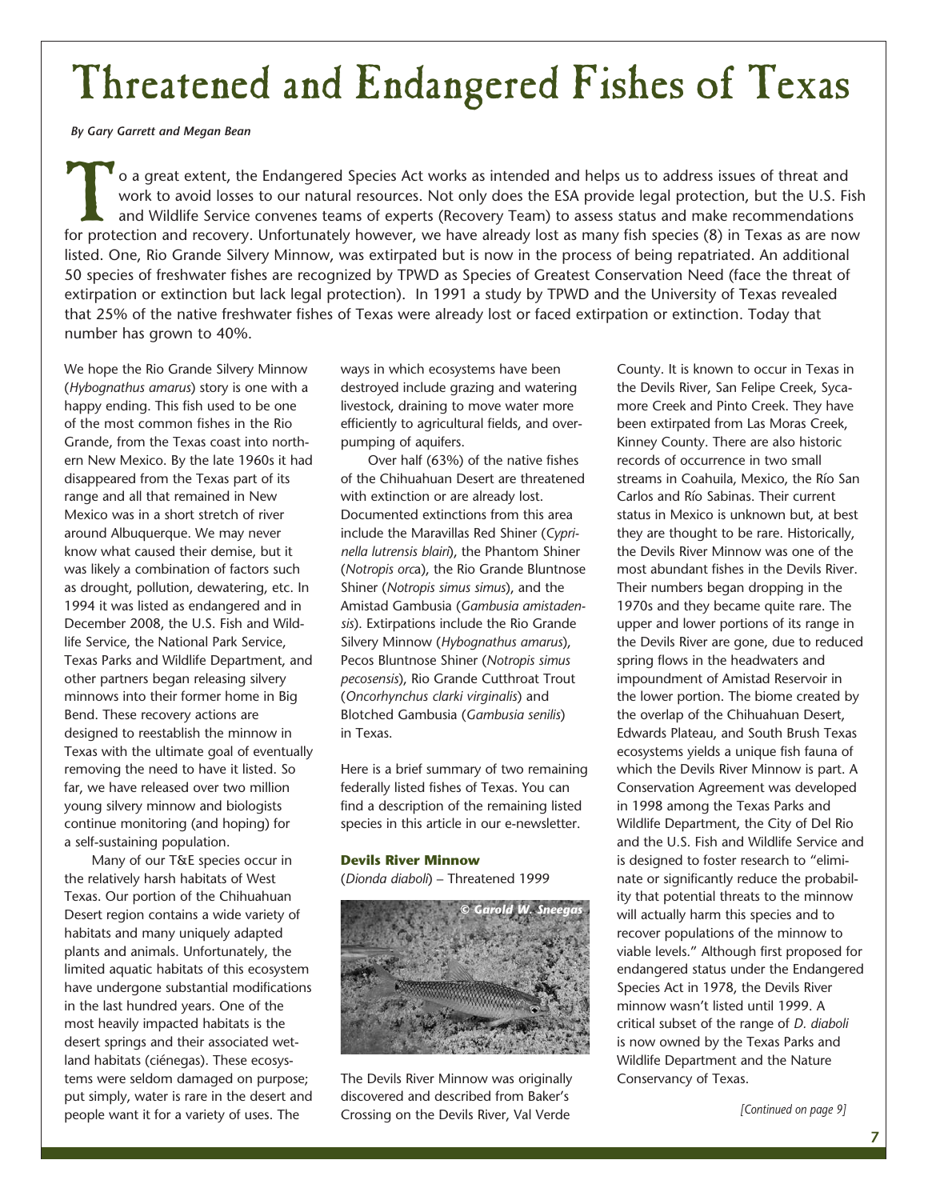# Threatened and Endangered Fishes of Texas

*By Gary Garrett and Megan Bean*

To a great extent, the Endangered Species Act works as intended and helps us to address issues of threat and work to avoid losses to our natural resources. Not only does the ESA provide legal protection, but the U.S. Fish and Wildlife Service convenes teams of experts (Recovery Team) to assess status and make recommendations for protection and recovery. Unfortunately however, we have already lost as many fish species (8) in Texas as are now listed. One, Rio Grande Silvery Minnow, was extirpated but is now in the process of being repatriated. An additional 50 species of freshwater fishes are recognized by TPWD as Species of Greatest Conservation Need (face the threat of extirpation or extinction but lack legal protection). In 1991 a study by TPWD and the University of Texas revealed that 25% of the native freshwater fishes of Texas were already lost or faced extirpation or extinction. Today that number has grown to 40%.

We hope the Rio Grande Silvery Minnow (*Hybognathus amarus*) story is one with a happy ending. This fish used to be one of the most common fishes in the Rio Grande, from the Texas coast into northern New Mexico. By the late 1960s it had disappeared from the Texas part of its range and all that remained in New Mexico was in a short stretch of river around Albuquerque. We may never know what caused their demise, but it was likely a combination of factors such as drought, pollution, dewatering, etc. In 1994 it was listed as endangered and in December 2008, the U.S. Fish and Wildlife Service, the National Park Service, Texas Parks and Wildlife Department, and other partners began releasing silvery minnows into their former home in Big Bend. These recovery actions are designed to reestablish the minnow in Texas with the ultimate goal of eventually removing the need to have it listed. So far, we have released over two million young silvery minnow and biologists continue monitoring (and hoping) for a self-sustaining population.

Many of our T&E species occur in the relatively harsh habitats of West Texas. Our portion of the Chihuahuan Desert region contains a wide variety of habitats and many uniquely adapted plants and animals. Unfortunately, the limited aquatic habitats of this ecosystem have undergone substantial modifications in the last hundred years. One of the most heavily impacted habitats is the desert springs and their associated wetland habitats (ciénegas). These ecosystems were seldom damaged on purpose; put simply, water is rare in the desert and people want it for a variety of uses. The ways in which ecosystems have been destroyed include grazing and watering livestock, draining to move water more efficiently to agricultural fields, and overpumping of aquifers.

Over half (63%) of the native fishes of the Chihuahuan Desert are threatened with extinction or are already lost. Documented extinctions from this area include the Maravillas Red Shiner (*Cyprinella lutrensis blairi*), the Phantom Shiner (*Notropis orca*), the Rio Grande Bluntnose Shiner (*Notropis simus simus*), and the Amistad Gambusia (*Gambusia amistadensis*). Extirpations include the Rio Grande Silvery Minnow (*Hybognathus amarus*), Pecos Bluntnose Shiner (*Notropis simus pecosensis*), Rio Grande Cutthroat Trout (*Oncorhynchus clarki virginalis*) and Blotched Gambusia (*Gambusia senilis*) in Texas.

Here is a brief summary of two remaining federally listed fishes of Texas. You can find a description of the remaining listed species in this article in our e-newsletter.

### Devils River Minnow

(*Dionda diaboli*) – Threatened 1999

© Garold W. Sneegas

The Devils River Minnow was originally discovered and described from Baker's Crossing on the Devils River, Val Verde County. It is known to occur in Texas in the Devils River, San Felipe Creek, Sycamore Creek and Pinto Creek. They have been extirpated from Las Moras Creek, Kinney County. There are also historic records of occurrence in two small streams in Coahuila, Mexico, the Río San Carlos and Río Sabinas. Their current status in Mexico is unknown but, at best they are thought to be rare. Historically, the Devils River Minnow was one of the most abundant fishes in the Devils River. Their numbers began dropping in the 1970s and they became quite rare. The upper and lower portions of its range in the Devils River are gone, due to reduced spring flows in the headwaters and impoundment of Amistad Reservoir in the lower portion. The biome created by the overlap of the Chihuahuan Desert, Edwards Plateau, and South Brush Texas ecosystems yields a unique fish fauna of which the Devils River Minnow is part. A Conservation Agreement was developed in 1998 among the Texas Parks and Wildlife Department, the City of Del Rio and the U.S. Fish and Wildlife Service and is designed to foster research to "eliminate or significantly reduce the probability that potential threats to the minnow will actually harm this species and to recover populations of the minnow to viable levels." Although first proposed for endangered status under the Endangered Species Act in 1978, the Devils River minnow wasn't listed until 1999. A critical subset of the range of *D. diaboli* is now owned by the Texas Parks and Wildlife Department and the Nature Conservancy of Texas.

*[Continued on page 9]*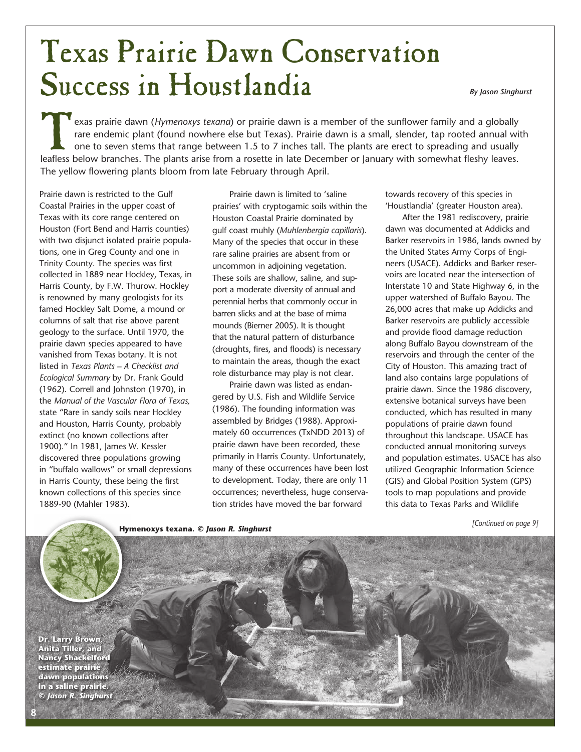# Texas Prairie Dawn Conservation Success in Houstlandia

*By Jason Singhurst*

Texas prairie dawn (*Hymenoxys texana*) or prairie dawn is a member of the sunflower family and a globally rare endemic plant (found nowhere else but Texas). Prairie dawn is a small, slender, tap rooted annual with one to seven stems that range between 1.5 to 7 inches tall. The plants are erect to spreading and usually leafless below branches. The plants arise from a rosette in late December or January with somewhat fleshy leaves. The yellow flowering plants bloom from late February through April.

Prairie dawn is restricted to the Gulf Coastal Prairies in the upper coast of Texas with its core range centered on Houston (Fort Bend and Harris counties) with two disjunct isolated prairie populations, one in Greg County and one in Trinity County. The species was first collected in 1889 near Hockley, Texas, in Harris County, by F.W. Thurow. Hockley is renowned by many geologists for its famed Hockley Salt Dome, a mound or columns of salt that rise above parent geology to the surface. Until 1970, the prairie dawn species appeared to have vanished from Texas botany. It is not listed in *Texas Plants – A Checklist and Ecological Summary* by Dr. Frank Gould (1962). Correll and Johnston (1970), in the *Manual of the Vascular Flora of Texas,* state "Rare in sandy soils near Hockley and Houston, Harris County, probably extinct (no known collections after 1900)." In 1981, James W. Kessler discovered three populations growing in "buffalo wallows" or small depressions in Harris County, these being the first known collections of this species since 1889-90 (Mahler 1983).

Prairie dawn is limited to 'saline prairies' with cryptogamic soils within the Houston Coastal Prairie dominated by gulf coast muhly (*Muhlenbergia capillaris*). Many of the species that occur in these rare saline prairies are absent from or uncommon in adjoining vegetation. These soils are shallow, saline, and support a moderate diversity of annual and perennial herbs that commonly occur in barren slicks and at the base of mima mounds (Bierner 2005). It is thought that the natural pattern of disturbance (droughts, fires, and floods) is necessary to maintain the areas, though the exact role disturbance may play is not clear.

Prairie dawn was listed as endangered by U.S. Fish and Wildlife Service (1986). The founding information was assembled by Bridges (1988). Approximately 60 occurrences (TxNDD 2013) of prairie dawn have been recorded, these primarily in Harris County. Unfortunately, many of these occurrences have been lost to development. Today, there are only 11 occurrences; nevertheless, huge conservation strides have moved the bar forward towards recovery of this species in 'Houstlandia' (greater Houston area).

After the 1981 rediscovery, prairie dawn was documented at Addicks and Barker reservoirs in 1986, lands owned by the United States Army Corps of Engineers (USACE). Addicks and Barker reservoirs are located near the intersection of Interstate 10 and State Highway 6, in the upper watershed of Buffalo Bayou. The 26,000 acres that make up Addicks and Barker reservoirs are publicly accessible and provide flood damage reduction along Buffalo Bayou downstream of the reservoirs and through the center of the City of Houston. This amazing tract of land also contains large populations of prairie dawn. Since the 1986 discovery, extensive botanical surveys have been conducted, which has resulted in many populations of prairie dawn found throughout this landscape. USACE has conducted annual monitoring surveys and population estimates. USACE has also utilized Geographic Information Science (GIS) and Global Position System (GPS) tools to map populations and provide this data to Texas Parks and Wildlife

*[Continued on page 9]*

**Hymenoxys texana.** *© Jason R. Singhurst*

**Dr. Larry Brown, Anita Tiller, and Nancy Shackelford estimate prairie dawn populations in a saline prairie.** *© Jason R. Singhurst*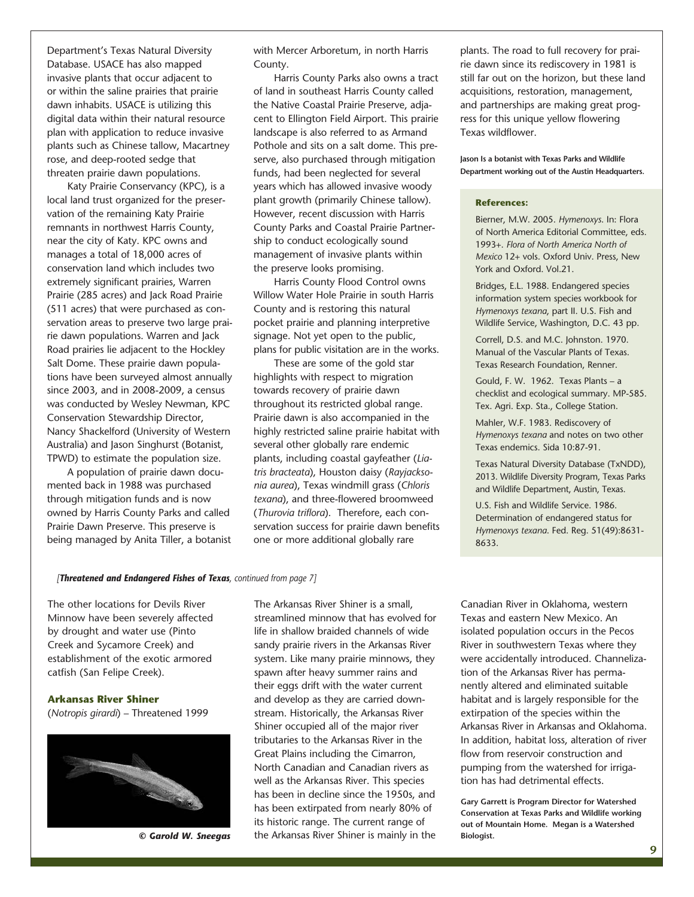Department's Texas Natural Diversity Database. USACE has also mapped invasive plants that occur adjacent to or within the saline prairies that prairie dawn inhabits. USACE is utilizing this digital data within their natural resource plan with application to reduce invasive plants such as Chinese tallow, Macartney rose, and deep-rooted sedge that threaten prairie dawn populations.

Katy Prairie Conservancy (KPC), is a local land trust organized for the preservation of the remaining Katy Prairie remnants in northwest Harris County, near the city of Katy. KPC owns and manages a total of 18,000 acres of conservation land which includes two extremely significant prairies, Warren Prairie (285 acres) and Jack Road Prairie (511 acres) that were purchased as conservation areas to preserve two large prairie dawn populations. Warren and Jack Road prairies lie adjacent to the Hockley Salt Dome. These prairie dawn populations have been surveyed almost annually since 2003, and in 2008-2009, a census was conducted by Wesley Newman, KPC Conservation Stewardship Director, Nancy Shackelford (University of Western Australia) and Jason Singhurst (Botanist, TPWD) to estimate the population size.

A population of prairie dawn documented back in 1988 was purchased through mitigation funds and is now owned by Harris County Parks and called Prairie Dawn Preserve. This preserve is being managed by Anita Tiller, a botanist with Mercer Arboretum, in north Harris County.

Harris County Parks also owns a tract of land in southeast Harris County called the Native Coastal Prairie Preserve, adjacent to Ellington Field Airport. This prairie landscape is also referred to as Armand Pothole and sits on a salt dome. This preserve, also purchased through mitigation funds, had been neglected for several years which has allowed invasive woody plant growth (primarily Chinese tallow). However, recent discussion with Harris County Parks and Coastal Prairie Partnership to conduct ecologically sound management of invasive plants within the preserve looks promising.

Harris County Flood Control owns Willow Water Hole Prairie in south Harris County and is restoring this natural pocket prairie and planning interpretive signage. Not yet open to the public, plans for public visitation are in the works.

These are some of the gold star highlights with respect to migration towards recovery of prairie dawn throughout its restricted global range. Prairie dawn is also accompanied in the highly restricted saline prairie habitat with several other globally rare endemic plants, including coastal gayfeather (*Liatris bracteata*), Houston daisy (*Rayjacksonia aurea*), Texas windmill grass (*Chloris texana*), and three-flowered broomweed (*Thurovia triflora*). Therefore, each conservation success for prairie dawn benefits one or more additional globally rare plants. The road to full recovery for prairie dawn since its rediscovery in 1981 is still far out on the horizon, but these land acquisitions, restoration, management, and partnerships are making great progress for this unique yellow flowering Texas wildflower.

**Jason Is a botanist with Texas Parks and Wildlife Department working out of the Austin Headquarters.**

**References:**

Bierner, M.W. 2005. *Hymenoxys*. In: Flora of North America Editorial Committee, eds. 1993+. *Flora of North America North of Mexico* 12+ vols. Oxford Univ. Press, New York and Oxford. Vol.21.

Bridges, E.L. 1988. Endangered species information system species workbook for *Hymenoxys texana*, part II. U.S. Fish and Wildlife Service, Washington, D.C. 43 pp.

Correll, D.S. and M.C. Johnston. 1970. Manual of the Vascular Plants of Texas. Texas Research Foundation, Renner.

Gould, F. W. 1962. Texas Plants – a checklist and ecological summary. MP-585. Tex. Agri. Exp. Sta., College Station.

Mahler, W.F. 1983. Rediscovery of *Hymenoxys texana* and notes on two other Texas endemics. Sida 10:87-91.

Texas Natural Diversity Database (TxNDD), 2013. Wildlife Diversity Program, Texas Parks and Wildlife Department, Austin, Texas.

U.S. Fish and Wildlife Service. 1986. Determination of endangered status for *Hymenoxys texana*. Fed. Reg. 51(49):8631-8633.

*[**Threatened and Endangered Fishes of Texas**, continued from page 7]*

The other locations for Devils River Minnow have been severely affected by drought and water use (Pinto Creek and Sycamore Creek) and establishment of the exotic armored catfish (San Felipe Creek).

### Arkansas River Shiner

(*Notropis girardi*) – Threatened 1999

***© Garold W. Sneegas***

The Arkansas River Shiner is a small, streamlined minnow that has evolved for life in shallow braided channels of wide sandy prairie rivers in the Arkansas River system. Like many prairie minnows, they spawn after heavy summer rains and their eggs drift with the water current and develop as they are carried downstream. Historically, the Arkansas River Shiner occupied all of the major river tributaries to the Arkansas River in the Great Plains including the Cimarron, North Canadian and Canadian rivers as well as the Arkansas River. This species has been in decline since the 1950s, and has been extirpated from nearly 80% of its historic range. The current range of the Arkansas River Shiner is mainly in the Canadian River in Oklahoma, western Texas and eastern New Mexico. An isolated population occurs in the Pecos River in southwestern Texas where they were accidentally introduced. Channelization of the Arkansas River has permanently altered and eliminated suitable habitat and is largely responsible for the extirpation of the species within the Arkansas River in Arkansas and Oklahoma. In addition, habitat loss, alteration of river flow from reservoir construction and pumping from the watershed for irrigation has had detrimental effects.

**Gary Garrett is Program Director for Watershed Conservation at Texas Parks and Wildlife working out of Mountain Home. Megan is a Watershed Biologist.**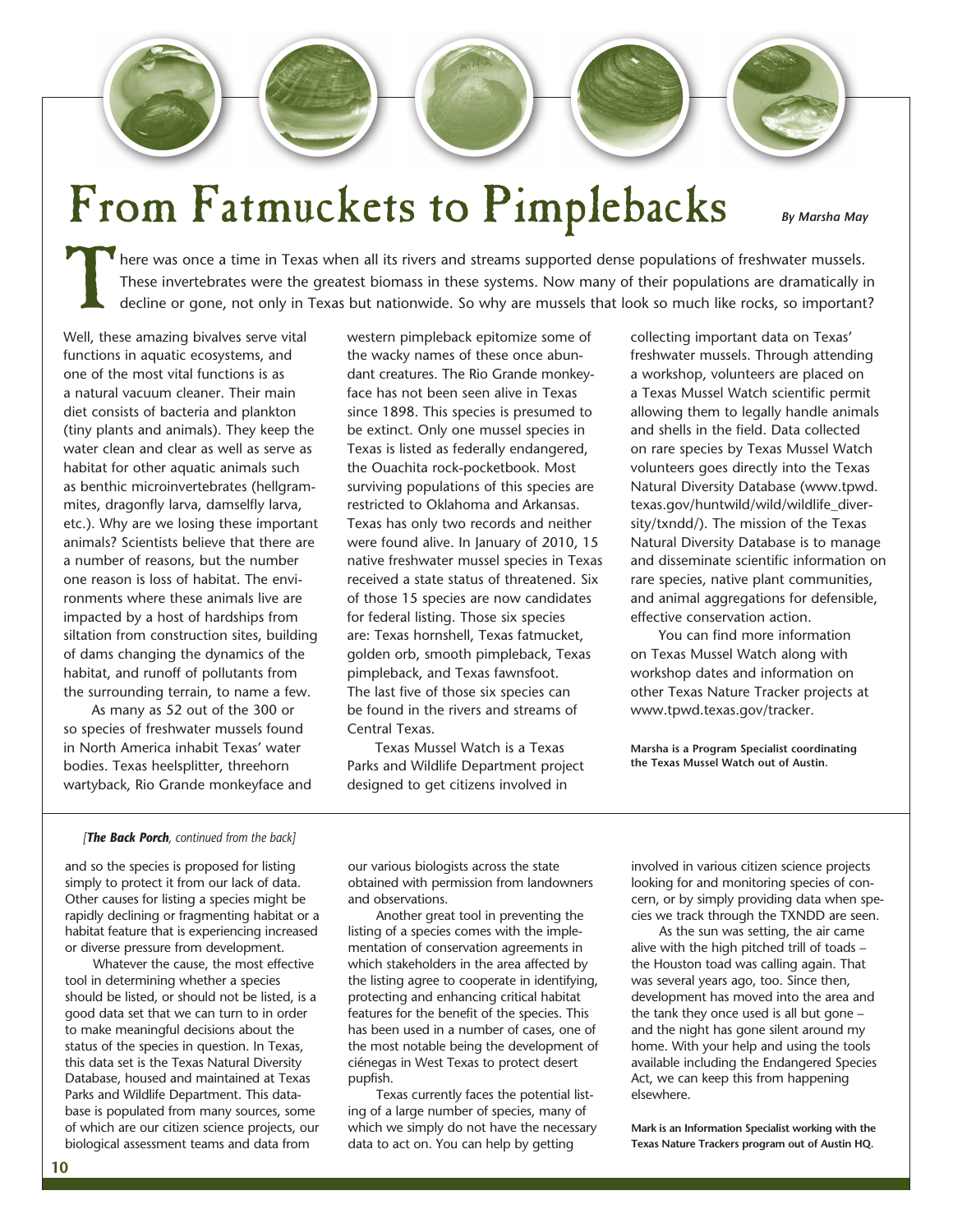# From Fatmuckets to Pimplebacks

*By Marsha May*

There was once a time in Texas when all its rivers and streams supported dense populations of freshwater mussels. These invertebrates were the greatest biomass in these systems. Now many of their populations are dramatically in decline or gone, not only in Texas but nationwide. So why are mussels that look so much like rocks, so important?

Well, these amazing bivalves serve vital functions in aquatic ecosystems, and one of the most vital functions is as a natural vacuum cleaner. Their main diet consists of bacteria and plankton (tiny plants and animals). They keep the water clean and clear as well as serve as habitat for other aquatic animals such as benthic microinvertebrates (hellgrammites, dragonfly larva, damselfly larva, etc.). Why are we losing these important animals? Scientists believe that there are a number of reasons, but the number one reason is loss of habitat. The environments where these animals live are impacted by a host of hardships from siltation from construction sites, building of dams changing the dynamics of the habitat, and runoff of pollutants from the surrounding terrain, to name a few.

As many as 52 out of the 300 or so species of freshwater mussels found in North America inhabit Texas' water bodies. Texas heelsplitter, threehorn wartyback, Rio Grande monkeyface and western pimpleback epitomize some of the wacky names of these once abundant creatures. The Rio Grande monkeyface has not been seen alive in Texas since 1898. This species is presumed to be extinct. Only one mussel species in Texas is listed as federally endangered, the Ouachita rock-pocketbook. Most surviving populations of this species are restricted to Oklahoma and Arkansas. Texas has only two records and neither were found alive. In January of 2010, 15 native freshwater mussel species in Texas received a state status of threatened. Six of those 15 species are now candidates for federal listing. Those six species are: Texas hornshell, Texas fatmucket, golden orb, smooth pimpleback, Texas pimpleback, and Texas fawnsfoot. The last five of those six species can be found in the rivers and streams of Central Texas.

Texas Mussel Watch is a Texas Parks and Wildlife Department project designed to get citizens involved in collecting important data on Texas' freshwater mussels. Through attending a workshop, volunteers are placed on a Texas Mussel Watch scientific permit allowing them to legally handle animals and shells in the field. Data collected on rare species by Texas Mussel Watch volunteers goes directly into the Texas Natural Diversity Database (www.tpwd.texas.gov/huntwild/wild/wildlife_diversity/txndd/). The mission of the Texas Natural Diversity Database is to manage and disseminate scientific information on rare species, native plant communities, and animal aggregations for defensible, effective conservation action.

You can find more information on Texas Mussel Watch along with workshop dates and information on other Texas Nature Tracker projects at www.tpwd.texas.gov/tracker.

**Marsha is a Program Specialist coordinating the Texas Mussel Watch out of Austin.**

---

*[**The Back Porch**, continued from the back]*

and so the species is proposed for listing simply to protect it from our lack of data. Other causes for listing a species might be rapidly declining or fragmenting habitat or a habitat feature that is experiencing increased or diverse pressure from development.

Whatever the cause, the most effective tool in determining whether a species should be listed, or should not be listed, is a good data set that we can turn to in order to make meaningful decisions about the status of the species in question. In Texas, this data set is the Texas Natural Diversity Database, housed and maintained at Texas Parks and Wildlife Department. This database is populated from many sources, some of which are our citizen science projects, our biological assessment teams and data from our various biologists across the state obtained with permission from landowners and observations.

Another great tool in preventing the listing of a species comes with the implementation of conservation agreements in which stakeholders in the area affected by the listing agree to cooperate in identifying, protecting and enhancing critical habitat features for the benefit of the species. This has been used in a number of cases, one of the most notable being the development of ciénegas in West Texas to protect desert pupfish.

Texas currently faces the potential listing of a large number of species, many of which we simply do not have the necessary data to act on. You can help by getting involved in various citizen science projects looking for and monitoring species of concern, or by simply providing data when species we track through the TXNDD are seen.

As the sun was setting, the air came alive with the high pitched trill of toads – the Houston toad was calling again. That was several years ago, too. Since then, development has moved into the area and the tank they once used is all but gone – and the night has gone silent around my home. With your help and using the tools available including the Endangered Species Act, we can keep this from happening elsewhere.

**Mark is an Information Specialist working with the Texas Nature Trackers program out of Austin HQ.**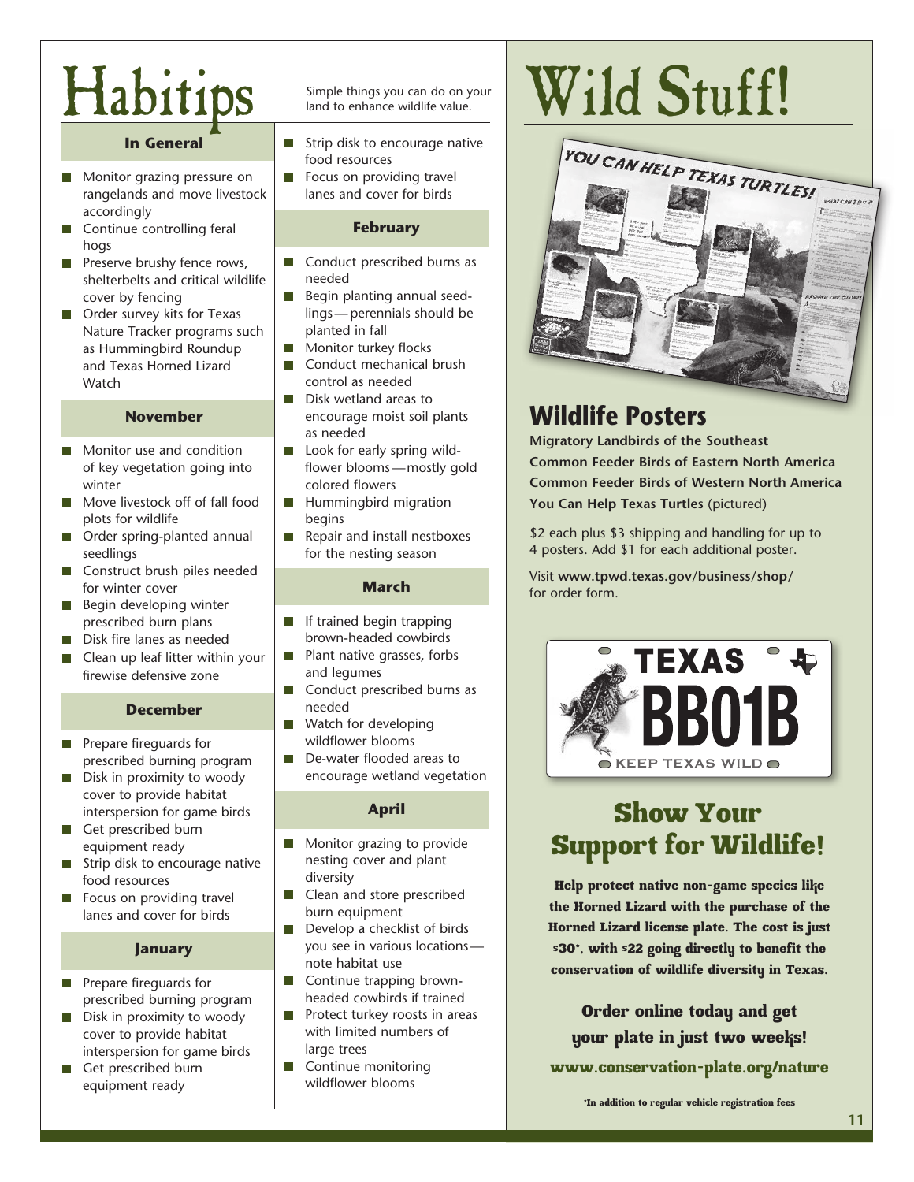# Habitips

Simple things you can do on your land to enhance wildlife value.

### In General

- Monitor grazing pressure on rangelands and move livestock accordingly
- Continue controlling feral hogs
- Preserve brushy fence rows, shelterbelts and critical wildlife cover by fencing
- Order survey kits for Texas Nature Tracker programs such as Hummingbird Roundup and Texas Horned Lizard Watch

### November

- Monitor use and condition of key vegetation going into winter
- Move livestock off of fall food plots for wildlife
- Order spring-planted annual seedlings
- Construct brush piles needed for winter cover
- Begin developing winter prescribed burn plans
- Disk fire lanes as needed
- Clean up leaf litter within your firewise defensive zone

### December

- Prepare fireguards for prescribed burning program
- Disk in proximity to woody cover to provide habitat interspersion for game birds
- Get prescribed burn equipment ready
- Strip disk to encourage native food resources
- Focus on providing travel lanes and cover for birds

### January

- Prepare fireguards for prescribed burning program
- Disk in proximity to woody cover to provide habitat interspersion for game birds
- Get prescribed burn equipment ready
- Strip disk to encourage native food resources
- Focus on providing travel lanes and cover for birds

### February

- Conduct prescribed burns as needed
- Begin planting annual seedlings—perennials should be planted in fall
- Monitor turkey flocks
- Conduct mechanical brush control as needed
- Disk wetland areas to encourage moist soil plants as needed
- Look for early spring wildflower blooms—mostly gold colored flowers
- Hummingbird migration begins
- Repair and install nestboxes for the nesting season

### March

- If trained begin trapping brown-headed cowbirds
- Plant native grasses, forbs and legumes
- Conduct prescribed burns as needed
- Watch for developing wildflower blooms
- De-water flooded areas to encourage wetland vegetation

### April

- Monitor grazing to provide nesting cover and plant diversity
- Clean and store prescribed burn equipment
- Develop a checklist of birds you see in various locations—note habitat use
- Continue trapping brown-headed cowbirds if trained
- Protect turkey roosts in areas with limited numbers of large trees
- Continue monitoring wildflower blooms

# Wild Stuff!

## Wildlife Posters

**Migratory Landbirds of the Southeast**
**Common Feeder Birds of Eastern North America**
**Common Feeder Birds of Western North America**
**You Can Help Texas Turtles** (pictured)

$2 each plus $3 shipping and handling for up to 4 posters. Add $1 for each additional poster.

Visit **www.tpwd.texas.gov/business/shop/** for order form.

## Show Your Support for Wildlife!

**Help protect native non-game species like the Horned Lizard with the purchase of the Horned Lizard license plate. The cost is just $30\*, with $22 going directly to benefit the conservation of wildlife diversity in Texas.**

**Order online today and get your plate in just two weeks!**

**www.conservation-plate.org/nature**

\*In addition to regular vehicle registration fees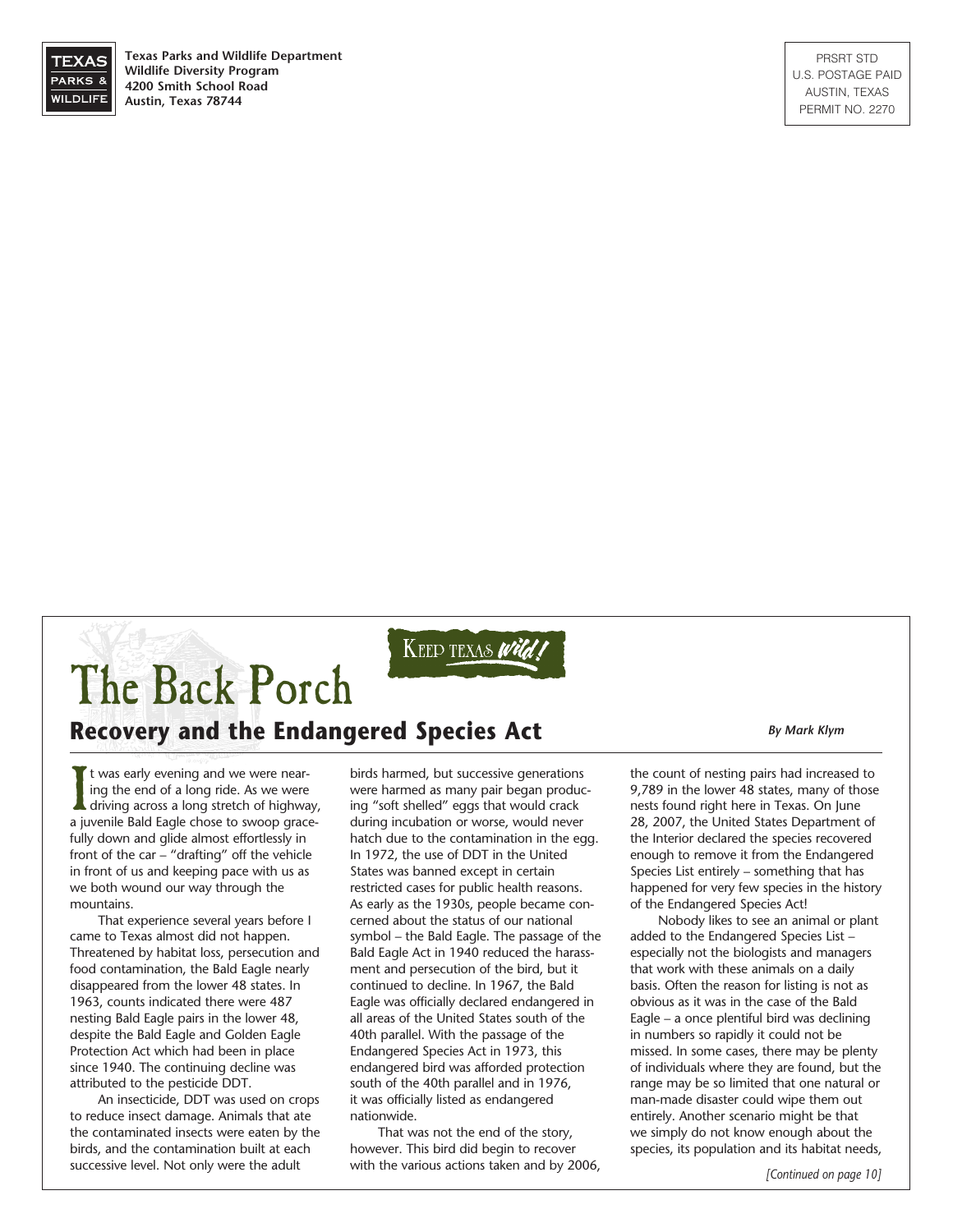Texas Parks and Wildlife Department
Wildlife Diversity Program
4200 Smith School Road
Austin, Texas 78744

PRSRT STD
U.S. POSTAGE PAID
AUSTIN, TEXAS
PERMIT NO. 2270

KEEP TEXAS *Wild!*

# The Back Porch

## Recovery and the Endangered Species Act

*By Mark Klym*

It was early evening and we were nearing the end of a long ride. As we were driving across a long stretch of highway, a juvenile Bald Eagle chose to swoop gracefully down and glide almost effortlessly in front of the car – "drafting" off the vehicle in front of us and keeping pace with us as we both wound our way through the mountains.

That experience several years before I came to Texas almost did not happen. Threatened by habitat loss, persecution and food contamination, the Bald Eagle nearly disappeared from the lower 48 states. In 1963, counts indicated there were 487 nesting Bald Eagle pairs in the lower 48, despite the Bald Eagle and Golden Eagle Protection Act which had been in place since 1940. The continuing decline was attributed to the pesticide DDT.

An insecticide, DDT was used on crops to reduce insect damage. Animals that ate the contaminated insects were eaten by the birds, and the contamination built at each successive level. Not only were the adult birds harmed, but successive generations were harmed as many pair began producing "soft shelled" eggs that would crack during incubation or worse, would never hatch due to the contamination in the egg. In 1972, the use of DDT in the United States was banned except in certain restricted cases for public health reasons. As early as the 1930s, people became concerned about the status of our national symbol – the Bald Eagle. The passage of the Bald Eagle Act in 1940 reduced the harassment and persecution of the bird, but it continued to decline. In 1967, the Bald Eagle was officially declared endangered in all areas of the United States south of the 40th parallel. With the passage of the Endangered Species Act in 1973, this endangered bird was afforded protection south of the 40th parallel and in 1976, it was officially listed as endangered nationwide.

That was not the end of the story, however. This bird did begin to recover with the various actions taken and by 2006, the count of nesting pairs had increased to 9,789 in the lower 48 states, many of those nests found right here in Texas. On June 28, 2007, the United States Department of the Interior declared the species recovered enough to remove it from the Endangered Species List entirely – something that has happened for very few species in the history of the Endangered Species Act!

Nobody likes to see an animal or plant added to the Endangered Species List – especially not the biologists and managers that work with these animals on a daily basis. Often the reason for listing is not as obvious as it was in the case of the Bald Eagle – a once plentiful bird was declining in numbers so rapidly it could not be missed. In some cases, there may be plenty of individuals where they are found, but the range may be so limited that one natural or man-made disaster could wipe them out entirely. Another scenario might be that we simply do not know enough about the species, its population and its habitat needs,

*[Continued on page 10]*